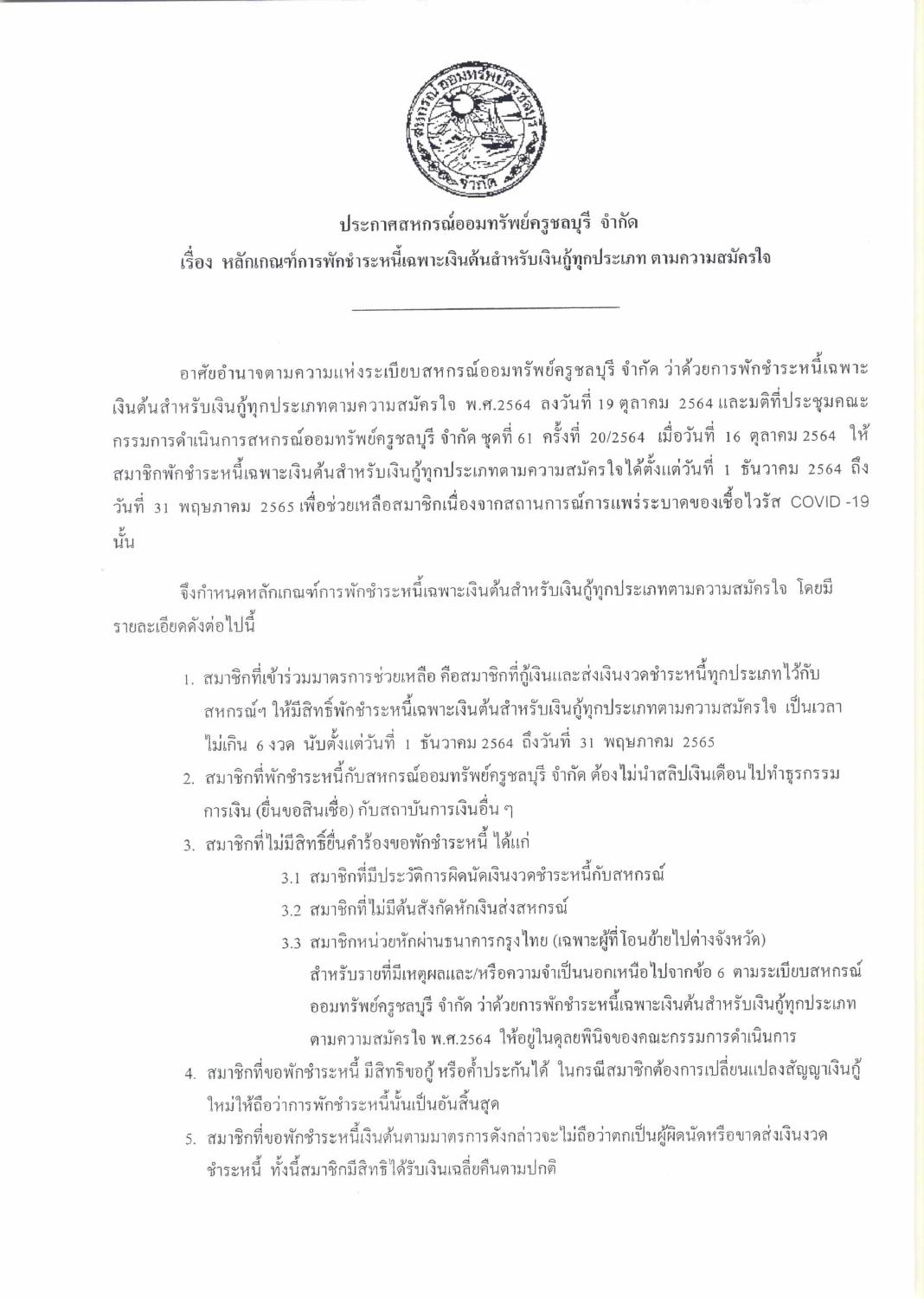**ประกาศสหกรณ์ออมทรัพย์ครูชลบุรี จำกัด**

**เรื่อง หลักเกณฑ์การพักชำระหนี้เฉพาะเงินต้นสำหรับเงินกู้ทุกประเภท ตามความสมัครใจ**

---

อาศัยอำนาจตามความแห่งระเบียบสหกรณ์ออมทรัพย์ครูชลบุรี จำกัด ว่าด้วยการพักชำระหนี้เฉพาะเงินต้นสำหรับเงินกู้ทุกประเภทตามความสมัครใจ พ.ศ.2564 ลงวันที่ 19 ตุลาคม 2564 และมติที่ประชุมคณะกรรมการดำเนินการสหกรณ์ออมทรัพย์ครูชลบุรี จำกัด ชุดที่ 61 ครั้งที่ 20/2564 เมื่อวันที่ 16 ตุลาคม 2564 ให้สมาชิกพักชำระหนี้เฉพาะเงินต้นสำหรับเงินกู้ทุกประเภทตามความสมัครใจได้ตั้งแต่วันที่ 1 ธันวาคม 2564 ถึงวันที่ 31 พฤษภาคม 2565 เพื่อช่วยเหลือสมาชิกเนื่องจากสถานการณ์การแพร่ระบาดของเชื้อไวรัส COVID -19 นั้น

จึงกำหนดหลักเกณฑ์การพักชำระหนี้เฉพาะเงินต้นสำหรับเงินกู้ทุกประเภทตามความสมัครใจ โดยมีรายละเอียดดังต่อไปนี้

1. สมาชิกที่เข้าร่วมมาตรการช่วยเหลือ คือสมาชิกที่กู้เงินและส่งเงินงวดชำระหนี้ทุกประเภทไว้กับสหกรณ์ฯ ให้มีสิทธิ์พักชำระหนี้เฉพาะเงินต้นสำหรับเงินกู้ทุกประเภทตามความสมัครใจ เป็นเวลาไม่เกิน 6 งวด นับตั้งแต่วันที่ 1 ธันวาคม 2564 ถึงวันที่ 31 พฤษภาคม 2565
2. สมาชิกที่พักชำระหนี้กับสหกรณ์ออมทรัพย์ครูชลบุรี จำกัด ต้องไม่นำสลิปเงินเดือนไปทำธุรกรรมการเงิน (ยื่นขอสินเชื่อ) กับสถาบันการเงินอื่น ๆ
3. สมาชิกที่ไม่มีสิทธิ์ยื่นคำร้องขอพักชำระหนี้ ได้แก่
   - 3.1 สมาชิกที่มีประวัติการผิดนัดเงินงวดชำระหนี้กับสหกรณ์
   - 3.2 สมาชิกที่ไม่มีต้นสังกัดหักเงินส่งสหกรณ์
   - 3.3 สมาชิกหน่วยหักผ่านธนาคารกรุงไทย (เฉพาะผู้ที่โอนย้ายไปต่างจังหวัด)

   สำหรับรายที่มีเหตุผลและ/หรือความจำเป็นนอกเหนือไปจากข้อ 6 ตามระเบียบสหกรณ์ออมทรัพย์ครูชลบุรี จำกัด ว่าด้วยการพักชำระหนี้เฉพาะเงินต้นสำหรับเงินกู้ทุกประเภทตามความสมัครใจ พ.ศ.2564 ให้อยู่ในดุลยพินิจของคณะกรรมการดำเนินการ
4. สมาชิกที่ขอพักชำระหนี้ มีสิทธิขอกู้ หรือค้ำประกันได้ ในกรณีสมาชิกต้องการเปลี่ยนแปลงสัญญาเงินกู้ใหม่ให้ถือว่าการพักชำระหนี้นั้นเป็นอันสิ้นสุด
5. สมาชิกที่ขอพักชำระหนี้เงินต้นตามมาตรการดังกล่าวจะไม่ถือว่าตกเป็นผู้ผิดนัดหรือขาดส่งเงินงวดชำระหนี้ ทั้งนี้สมาชิกมีสิทธิได้รับเงินเฉลี่ยคืนตามปกติ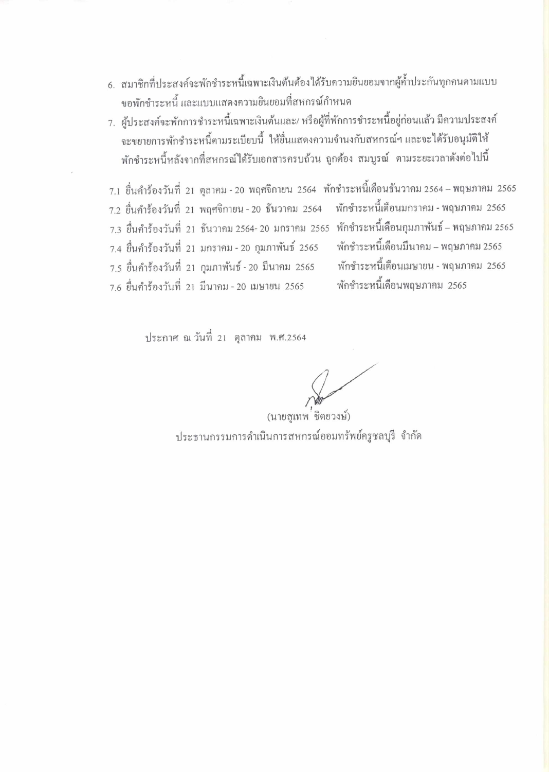6. สมาชิกที่ประสงค์จะพักชำระหนี้เฉพาะเงินต้นต้องได้รับความยินยอมจากผู้ค้ำประกันทุกคนตามแบบขอพักชำระหนี้ และแบบแสดงความยินยอมที่สหกรณ์กำหนด
7. ผู้ประสงค์จะพักการชำระหนี้เฉพาะเงินต้นและ/ หรือผู้ที่พักการชำระหนี้อยู่ก่อนแล้ว มีความประสงค์จะขยายการพักชำระหนี้ตามระเบียบนี้ ให้ยื่นแสดงความจำนงกับสหกรณ์ฯ และจะได้รับอนุมัติให้พักชำระหนี้หลังจากที่สหกรณ์ได้รับเอกสารครบถ้วน ถูกต้อง สมบูรณ์ ตามระยะเวลาดังต่อไปนี้

7.1 ยื่นคำร้องวันที่ 21 ตุลาคม - 20 พฤศจิกายน 2564 พักชำระหนี้เดือนธันวาคม 2564 – พฤษภาคม 2565

7.2 ยื่นคำร้องวันที่ 21 พฤศจิกายน - 20 ธันวาคม 2564 พักชำระหนี้เดือนมกราคม - พฤษภาคม 2565

7.3 ยื่นคำร้องวันที่ 21 ธันวาคม 2564- 20 มกราคม 2565 พักชำระหนี้เดือนกุมภาพันธ์ – พฤษภาคม 2565

7.4 ยื่นคำร้องวันที่ 21 มกราคม - 20 กุมภาพันธ์ 2565 พักชำระหนี้เดือนมีนาคม – พฤษภาคม 2565

7.5 ยื่นคำร้องวันที่ 21 กุมภาพันธ์ - 20 มีนาคม 2565 พักชำระหนี้เดือนเมษายน - พฤษภาคม 2565

7.6 ยื่นคำร้องวันที่ 21 มีนาคม - 20 เมษายน 2565 พักชำระหนี้เดือนพฤษภาคม 2565

ประกาศ ณ วันที่ 21 ตุลาคม พ.ศ.2564

(นายสุเทพ ชิตยวงษ์)

ประธานกรรมการดำเนินการสหกรณ์ออมทรัพย์ครูชลบุรี จำกัด